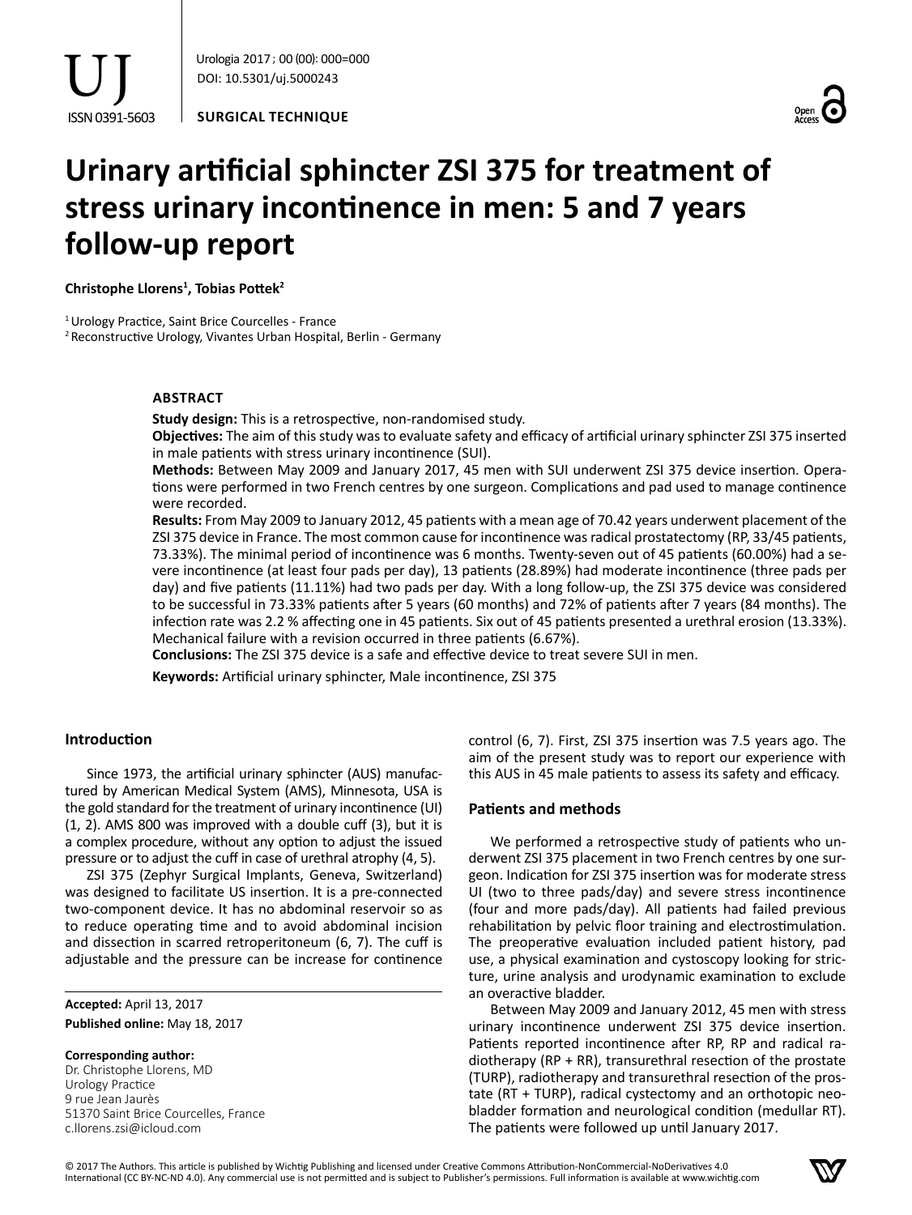SURGICAL TECHNIQUE

# Urinary artificial sphincter ZSI 375 for treatment of stress urinary incontinence in men: 5 and 7 years follow-up report

**Christophe Llorens[1], Tobias Pottek[2]**

[1] Urology Practice, Saint Brice Courcelles - France
[2] Reconstructive Urology, Vivantes Urban Hospital, Berlin - Germany

## ABSTRACT

**Study design:** This is a retrospective, non-randomised study.

**Objectives:** The aim of this study was to evaluate safety and efficacy of artificial urinary sphincter ZSI 375 inserted in male patients with stress urinary incontinence (SUI).

**Methods:** Between May 2009 and January 2017, 45 men with SUI underwent ZSI 375 device insertion. Operations were performed in two French centres by one surgeon. Complications and pad used to manage continence were recorded.

**Results:** From May 2009 to January 2012, 45 patients with a mean age of 70.42 years underwent placement of the ZSI 375 device in France. The most common cause for incontinence was radical prostatectomy (RP, 33/45 patients, 73.33%). The minimal period of incontinence was 6 months. Twenty-seven out of 45 patients (60.00%) had a severe incontinence (at least four pads per day), 13 patients (28.89%) had moderate incontinence (three pads per day) and five patients (11.11%) had two pads per day. With a long follow-up, the ZSI 375 device was considered to be successful in 73.33% patients after 5 years (60 months) and 72% of patients after 7 years (84 months). The infection rate was 2.2 % affecting one in 45 patients. Six out of 45 patients presented a urethral erosion (13.33%). Mechanical failure with a revision occurred in three patients (6.67%).

**Conclusions:** The ZSI 375 device is a safe and effective device to treat severe SUI in men.

**Keywords:** Artificial urinary sphincter, Male incontinence, ZSI 375

## Introduction

Since 1973, the artificial urinary sphincter (AUS) manufactured by American Medical System (AMS), Minnesota, USA is the gold standard for the treatment of urinary incontinence (UI) (1, 2). AMS 800 was improved with a double cuff (3), but it is a complex procedure, without any option to adjust the issued pressure or to adjust the cuff in case of urethral atrophy (4, 5).

ZSI 375 (Zephyr Surgical Implants, Geneva, Switzerland) was designed to facilitate US insertion. It is a pre-connected two-component device. It has no abdominal reservoir so as to reduce operating time and to avoid abdominal incision and dissection in scarred retroperitoneum (6, 7). The cuff is adjustable and the pressure can be increase for continence control (6, 7). First, ZSI 375 insertion was 7.5 years ago. The aim of the present study was to report our experience with this AUS in 45 male patients to assess its safety and efficacy.

**Accepted:** April 13, 2017
**Published online:** May 18, 2017

**Corresponding author:**
Dr. Christophe Llorens, MD
Urology Practice
9 rue Jean Jaurès
51370 Saint Brice Courcelles, France
c.llorens.zsi@icloud.com

## Patients and methods

We performed a retrospective study of patients who underwent ZSI 375 placement in two French centres by one surgeon. Indication for ZSI 375 insertion was for moderate stress UI (two to three pads/day) and severe stress incontinence (four and more pads/day). All patients had failed previous rehabilitation by pelvic floor training and electrostimulation. The preoperative evaluation included patient history, pad use, a physical examination and cystoscopy looking for stricture, urine analysis and urodynamic examination to exclude an overactive bladder.

Between May 2009 and January 2012, 45 men with stress urinary incontinence underwent ZSI 375 device insertion. Patients reported incontinence after RP, RP and radical radiotherapy (RP + RR), transurethral resection of the prostate (TURP), radiotherapy and transurethral resection of the prostate (RT + TURP), radical cystectomy and an orthotopic neobladder formation and neurological condition (medullar RT). The patients were followed up until January 2017.

© 2017 The Authors. This article is published by Wichtig Publishing and licensed under Creative Commons Attribution-NonCommercial-NoDerivatives 4.0 International (CC BY-NC-ND 4.0). Any commercial use is not permitted and is subject to Publisher's permissions. Full information is available at www.wichtig.com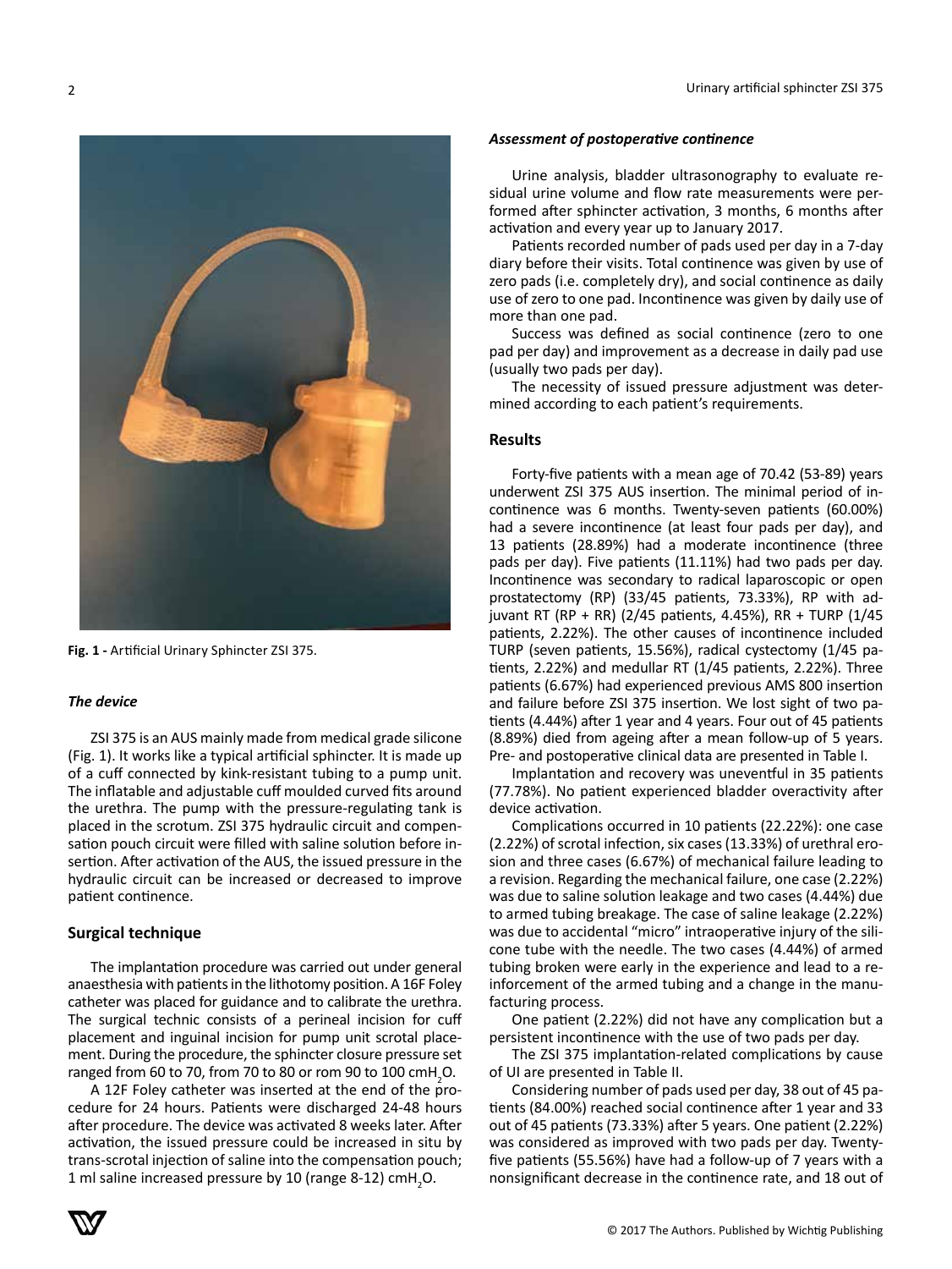Fig. 1 - Artificial Urinary Sphincter ZSI 375.

### *The device*

ZSI 375 is an AUS mainly made from medical grade silicone (Fig. 1). It works like a typical artificial sphincter. It is made up of a cuff connected by kink-resistant tubing to a pump unit. The inflatable and adjustable cuff moulded curved fits around the urethra. The pump with the pressure-regulating tank is placed in the scrotum. ZSI 375 hydraulic circuit and compensation pouch circuit were filled with saline solution before insertion. After activation of the AUS, the issued pressure in the hydraulic circuit can be increased or decreased to improve patient continence.

## Surgical technique

The implantation procedure was carried out under general anaesthesia with patients in the lithotomy position. A 16F Foley catheter was placed for guidance and to calibrate the urethra. The surgical technic consists of a perineal incision for cuff placement and inguinal incision for pump unit scrotal placement. During the procedure, the sphincter closure pressure set ranged from 60 to 70, from 70 to 80 or rom 90 to 100 cm$H_2O$.

A 12F Foley catheter was inserted at the end of the procedure for 24 hours. Patients were discharged 24-48 hours after procedure. The device was activated 8 weeks later. After activation, the issued pressure could be increased in situ by trans-scrotal injection of saline into the compensation pouch; 1 ml saline increased pressure by 10 (range 8-12) cm$H_2O$.

### *Assessment of postoperative continence*

Urine analysis, bladder ultrasonography to evaluate residual urine volume and flow rate measurements were performed after sphincter activation, 3 months, 6 months after activation and every year up to January 2017.

Patients recorded number of pads used per day in a 7-day diary before their visits. Total continence was given by use of zero pads (i.e. completely dry), and social continence as daily use of zero to one pad. Incontinence was given by daily use of more than one pad.

Success was defined as social continence (zero to one pad per day) and improvement as a decrease in daily pad use (usually two pads per day).

The necessity of issued pressure adjustment was determined according to each patient's requirements.

## Results

Forty-five patients with a mean age of 70.42 (53-89) years underwent ZSI 375 AUS insertion. The minimal period of incontinence was 6 months. Twenty-seven patients (60.00%) had a severe incontinence (at least four pads per day), and 13 patients (28.89%) had a moderate incontinence (three pads per day). Five patients (11.11%) had two pads per day. Incontinence was secondary to radical laparoscopic or open prostatectomy (RP) (33/45 patients, 73.33%), RP with adjuvant RT (RP + RR) (2/45 patients, 4.45%), RR + TURP (1/45 patients, 2.22%). The other causes of incontinence included TURP (seven patients, 15.56%), radical cystectomy (1/45 patients, 2.22%) and medullar RT (1/45 patients, 2.22%). Three patients (6.67%) had experienced previous AMS 800 insertion and failure before ZSI 375 insertion. We lost sight of two patients (4.44%) after 1 year and 4 years. Four out of 45 patients (8.89%) died from ageing after a mean follow-up of 5 years. Pre- and postoperative clinical data are presented in Table I.

Implantation and recovery was uneventful in 35 patients (77.78%). No patient experienced bladder overactivity after device activation.

Complications occurred in 10 patients (22.22%): one case (2.22%) of scrotal infection, six cases (13.33%) of urethral erosion and three cases (6.67%) of mechanical failure leading to a revision. Regarding the mechanical failure, one case (2.22%) was due to saline solution leakage and two cases (4.44%) due to armed tubing breakage. The case of saline leakage (2.22%) was due to accidental "micro" intraoperative injury of the silicone tube with the needle. The two cases (4.44%) of armed tubing broken were early in the experience and lead to a reinforcement of the armed tubing and a change in the manufacturing process.

One patient (2.22%) did not have any complication but a persistent incontinence with the use of two pads per day.

The ZSI 375 implantation-related complications by cause of UI are presented in Table II.

Considering number of pads used per day, 38 out of 45 patients (84.00%) reached social continence after 1 year and 33 out of 45 patients (73.33%) after 5 years. One patient (2.22%) was considered as improved with two pads per day. Twenty-five patients (55.56%) have had a follow-up of 7 years with a nonsignificant decrease in the continence rate, and 18 out of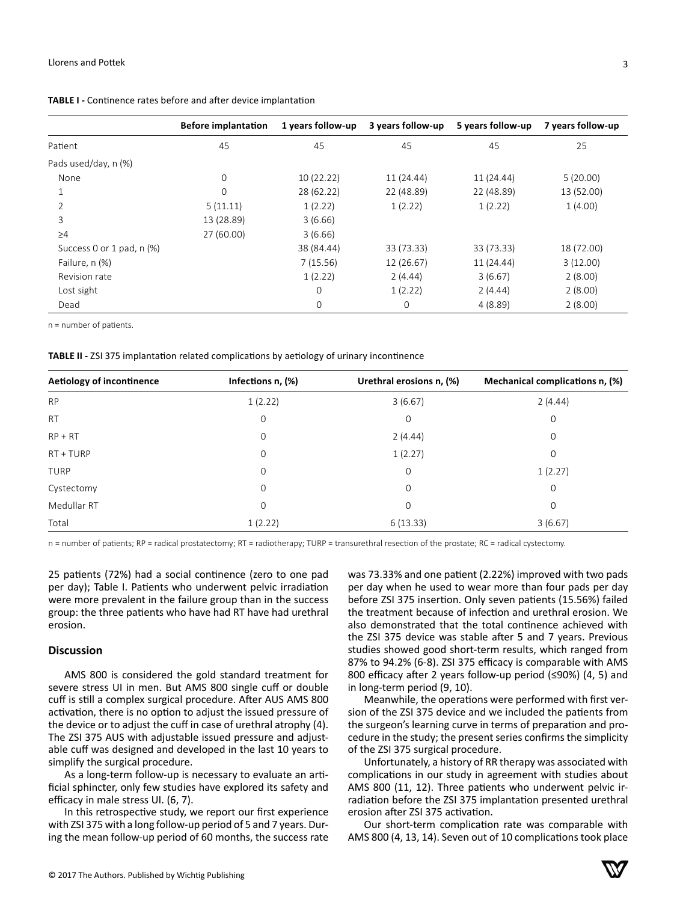**TABLE I -** Continence rates before and after device implantation

| | Before implantation | 1 years follow-up | 3 years follow-up | 5 years follow-up | 7 years follow-up |
|---|---|---|---|---|---|
| Patient | 45 | 45 | 45 | 45 | 25 |
| Pads used/day, n (%) | | | | | |
| None | 0 | 10 (22.22) | 11 (24.44) | 11 (24.44) | 5 (20.00) |
| 1 | 0 | 28 (62.22) | 22 (48.89) | 22 (48.89) | 13 (52.00) |
| 2 | 5 (11.11) | 1 (2.22) | 1 (2.22) | 1 (2.22) | 1 (4.00) |
| 3 | 13 (28.89) | 3 (6.66) | | | |
| ≥4 | 27 (60.00) | 3 (6.66) | | | |
| Success 0 or 1 pad, n (%) | | 38 (84.44) | 33 (73.33) | 33 (73.33) | 18 (72.00) |
| Failure, n (%) | | 7 (15.56) | 12 (26.67) | 11 (24.44) | 3 (12.00) |
| Revision rate | | 1 (2.22) | 2 (4.44) | 3 (6.67) | 2 (8.00) |
| Lost sight | | 0 | 1 (2.22) | 2 (4.44) | 2 (8.00) |
| Dead | | 0 | 0 | 4 (8.89) | 2 (8.00) |

n = number of patients.

**TABLE II -** ZSI 375 implantation related complications by aetiology of urinary incontinence

| Aetiology of incontinence | Infections n, (%) | Urethral erosions n, (%) | Mechanical complications n, (%) |
|---|---|---|---|
| RP | 1 (2.22) | 3 (6.67) | 2 (4.44) |
| RT | 0 | 0 | 0 |
| RP + RT | 0 | 2 (4.44) | 0 |
| RT + TURP | 0 | 1 (2.27) | 0 |
| TURP | 0 | 0 | 1 (2.27) |
| Cystectomy | 0 | 0 | 0 |
| Medullar RT | 0 | 0 | 0 |
| Total | 1 (2.22) | 6 (13.33) | 3 (6.67) |

n = number of patients; RP = radical prostatectomy; RT = radiotherapy; TURP = transurethral resection of the prostate; RC = radical cystectomy.

25 patients (72%) had a social continence (zero to one pad per day); Table I. Patients who underwent pelvic irradiation were more prevalent in the failure group than in the success group: the three patients who have had RT have had urethral erosion.

## Discussion

AMS 800 is considered the gold standard treatment for severe stress UI in men. But AMS 800 single cuff or double cuff is still a complex surgical procedure. After AUS AMS 800 activation, there is no option to adjust the issued pressure of the device or to adjust the cuff in case of urethral atrophy (4). The ZSI 375 AUS with adjustable issued pressure and adjustable cuff was designed and developed in the last 10 years to simplify the surgical procedure.

As a long-term follow-up is necessary to evaluate an artificial sphincter, only few studies have explored its safety and efficacy in male stress UI. (6, 7).

In this retrospective study, we report our first experience with ZSI 375 with a long follow-up period of 5 and 7 years. During the mean follow-up period of 60 months, the success rate was 73.33% and one patient (2.22%) improved with two pads per day when he used to wear more than four pads per day before ZSI 375 insertion. Only seven patients (15.56%) failed the treatment because of infection and urethral erosion. We also demonstrated that the total continence achieved with the ZSI 375 device was stable after 5 and 7 years. Previous studies showed good short-term results, which ranged from 87% to 94.2% (6-8). ZSI 375 efficacy is comparable with AMS 800 efficacy after 2 years follow-up period (≤90%) (4, 5) and in long-term period (9, 10).

Meanwhile, the operations were performed with first version of the ZSI 375 device and we included the patients from the surgeon's learning curve in terms of preparation and procedure in the study; the present series confirms the simplicity of the ZSI 375 surgical procedure.

Unfortunately, a history of RR therapy was associated with complications in our study in agreement with studies about AMS 800 (11, 12). Three patients who underwent pelvic irradiation before the ZSI 375 implantation presented urethral erosion after ZSI 375 activation.

Our short-term complication rate was comparable with AMS 800 (4, 13, 14). Seven out of 10 complications took place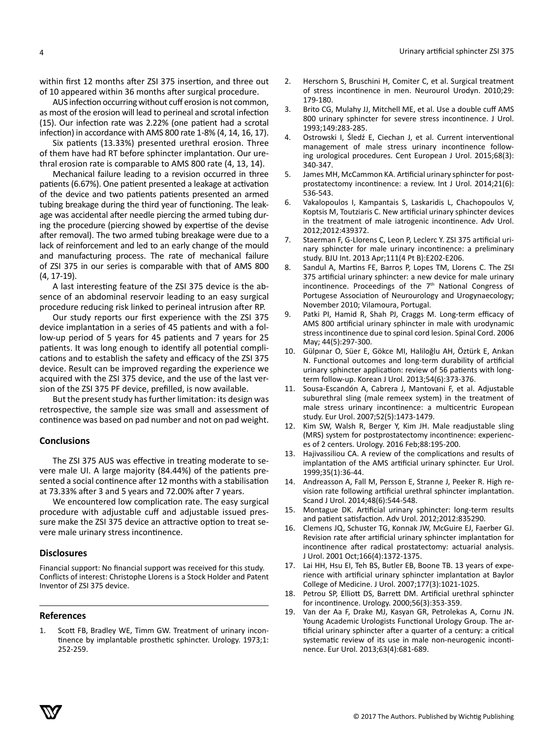within first 12 months after ZSI 375 insertion, and three out of 10 appeared within 36 months after surgical procedure.

AUS infection occurring without cuff erosion is not common, as most of the erosion will lead to perineal and scrotal infection (15). Our infection rate was 2.22% (one patient had a scrotal infection) in accordance with AMS 800 rate 1-8% (4, 14, 16, 17).

Six patients (13.33%) presented urethral erosion. Three of them have had RT before sphincter implantation. Our urethral erosion rate is comparable to AMS 800 rate (4, 13, 14).

Mechanical failure leading to a revision occurred in three patients (6.67%). One patient presented a leakage at activation of the device and two patients patients presented an armed tubing breakage during the third year of functioning. The leakage was accidental after needle piercing the armed tubing during the procedure (piercing showed by expertise of the devise after removal). The two armed tubing breakage were due to a lack of reinforcement and led to an early change of the mould and manufacturing process. The rate of mechanical failure of ZSI 375 in our series is comparable with that of AMS 800 (4, 17-19).

A last interesting feature of the ZSI 375 device is the absence of an abdominal reservoir leading to an easy surgical procedure reducing risk linked to perineal intrusion after RP.

Our study reports our first experience with the ZSI 375 device implantation in a series of 45 patients and with a follow-up period of 5 years for 45 patients and 7 years for 25 patients. It was long enough to identify all potential complications and to establish the safety and efficacy of the ZSI 375 device. Result can be improved regarding the experience we acquired with the ZSI 375 device, and the use of the last version of the ZSI 375 PF device, prefilled, is now available.

But the present study has further limitation: its design was retrospective, the sample size was small and assessment of continence was based on pad number and not on pad weight.

## Conclusions

The ZSI 375 AUS was effective in treating moderate to severe male UI. A large majority (84.44%) of the patients presented a social continence after 12 months with a stabilisation at 73.33% after 3 and 5 years and 72.00% after 7 years.

We encountered low complication rate. The easy surgical procedure with adjustable cuff and adjustable issued pressure make the ZSI 375 device an attractive option to treat severe male urinary stress incontinence.

## Disclosures

Financial support: No financial support was received for this study.
Conflicts of interest: Christophe Llorens is a Stock Holder and Patent Inventor of ZSI 375 device.

## References

1. Scott FB, Bradley WE, Timm GW. Treatment of urinary incontinence by implantable prosthetic sphincter. Urology. 1973;1: 252-259.
2. Herschorn S, Bruschini H, Comiter C, et al. Surgical treatment of stress incontinence in men. Neurourol Urodyn. 2010;29: 179-180.
3. Brito CG, Mulahy JJ, Mitchell ME, et al. Use a double cuff AMS 800 urinary sphincter for severe stress incontinence. J Urol. 1993;149:283-285.
4. Ostrowski I, Śledź E, Ciechan J, et al. Current interventional management of male stress urinary incontinence following urological procedures. Cent European J Urol. 2015;68(3): 340-347.
5. James MH, McCammon KA. Artificial urinary sphincter for post-prostatectomy incontinence: a review. Int J Urol. 2014;21(6): 536-543.
6. Vakalopoulos I, Kampantais S, Laskaridis L, Chachopoulos V, Koptsis M, Toutziaris C. New artificial urinary sphincter devices in the treatment of male iatrogenic incontinence. Adv Urol. 2012;2012:439372.
7. Staerman F, G-Llorens C, Leon P, Leclerc Y. ZSI 375 artificial urinary sphincter for male urinary incontinence: a preliminary study. BJU Int. 2013 Apr;111(4 Pt B):E202-E206.
8. Sandul A, Martins FE, Barros P, Lopes TM, Llorens C. The ZSI 375 artificial urinary sphincter: a new device for male urinary incontinence. Proceedings of the 7th National Congress of Portugese Association of Neurourology and Urogynaecology; November 2010; Vilamoura, Portugal.
9. Patki PI, Hamid R, Shah PJ, Craggs M. Long-term efficacy of AMS 800 artificial urinary sphincter in male with urodynamic stress incontinence due to spinal cord lesion. Spinal Cord. 2006 May; 44(5):297-300.
10. Gülpınar O, Süer E, Gökce MI, Haliloğlu AH, Öztürk E, Arıkan N. Functional outcomes and long-term durability of artificial urinary sphincter application: review of 56 patients with long-term follow-up. Korean J Urol. 2013;54(6):373-376.
11. Sousa-Escandón A, Cabrera J, Mantovani F, et al. Adjustable suburethral sling (male remeex system) in the treatment of male stress urinary incontinence: a multicentric European study. Eur Urol. 2007;52(5):1473-1479.
12. Kim SW, Walsh R, Berger Y, Kim JH. Male readjustable sling (MRS) system for postprostatectomy incontinence: experiences of 2 centers. Urology. 2016 Feb;88:195-200.
13. Hajivassiliou CA. A review of the complications and results of implantation of the AMS artificial urinary sphincter. Eur Urol. 1999;35(1):36-44.
14. Andreasson A, Fall M, Persson E, Stranne J, Peeker R. High revision rate following artificial urethral sphincter implantation. Scand J Urol. 2014;48(6):544-548.
15. Montague DK. Artificial urinary sphincter: long-term results and patient satisfaction. Adv Urol. 2012;2012:835290.
16. Clemens JQ, Schuster TG, Konnak JW, McGuire EJ, Faerber GJ. Revision rate after artificial urinary sphincter implantation for incontinence after radical prostatectomy: actuarial analysis. J Urol. 2001 Oct;166(4):1372-1375.
17. Lai HH, Hsu EI, Teh BS, Butler EB, Boone TB. 13 years of experience with artificial urinary sphincter implantation at Baylor College of Medicine. J Urol. 2007;177(3):1021-1025.
18. Petrou SP, Elliott DS, Barrett DM. Artificial urethral sphincter for incontinence. Urology. 2000;56(3):353-359.
19. Van der Aa F, Drake MJ, Kasyan GR, Petrolekas A, Cornu JN. Young Academic Urologists Functional Urology Group. The artificial urinary sphincter after a quarter of a century: a critical systematic review of its use in male non-neurogenic incontinence. Eur Urol. 2013;63(4):681-689.